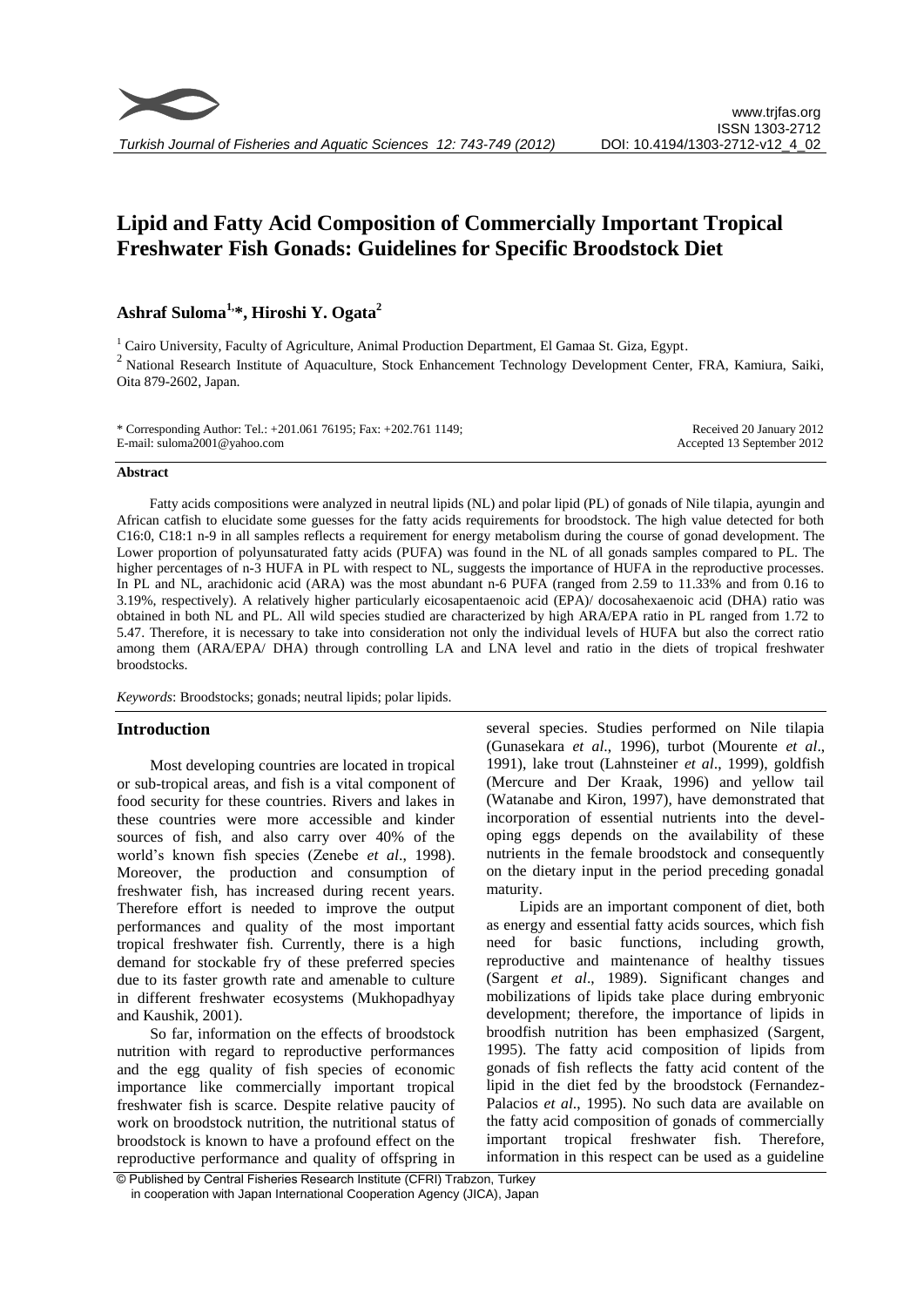# Lipid and Fatty Acid Composition of Commercially Important Tropical Freshwater Fish Gonads: Guidelines for Specific Broodstock Diet

**Ashraf Suloma[1,*], Hiroshi Y. Ogata[2]**

[1] Cairo University, Faculty of Agriculture, Animal Production Department, El Gamaa St. Giza, Egypt.

[2] National Research Institute of Aquaculture, Stock Enhancement Technology Development Center, FRA, Kamiura, Saiki, Oita 879-2602, Japan.

\* Corresponding Author: Tel.: +201.061 76195; Fax: +202.761 1149;
E-mail: suloma2001@yahoo.com

Received 20 January 2012
Accepted 13 September 2012

## Abstract

Fatty acids compositions were analyzed in neutral lipids (NL) and polar lipid (PL) of gonads of Nile tilapia, ayungin and African catfish to elucidate some guesses for the fatty acids requirements for broodstock. The high value detected for both C16:0, C18:1 n-9 in all samples reflects a requirement for energy metabolism during the course of gonad development. The Lower proportion of polyunsaturated fatty acids (PUFA) was found in the NL of all gonads samples compared to PL. The higher percentages of n-3 HUFA in PL with respect to NL, suggests the importance of HUFA in the reproductive processes. In PL and NL, arachidonic acid (ARA) was the most abundant n-6 PUFA (ranged from 2.59 to 11.33% and from 0.16 to 3.19%, respectively). A relatively higher particularly eicosapentaenoic acid (EPA)/ docosahexaenoic acid (DHA) ratio was obtained in both NL and PL. All wild species studied are characterized by high ARA/EPA ratio in PL ranged from 1.72 to 5.47. Therefore, it is necessary to take into consideration not only the individual levels of HUFA but also the correct ratio among them (ARA/EPA/ DHA) through controlling LA and LNA level and ratio in the diets of tropical freshwater broodstocks.

*Keywords*: Broodstocks; gonads; neutral lipids; polar lipids.

## Introduction

Most developing countries are located in tropical or sub-tropical areas, and fish is a vital component of food security for these countries. Rivers and lakes in these countries were more accessible and kinder sources of fish, and also carry over 40% of the world's known fish species (Zenebe *et al*., 1998). Moreover, the production and consumption of freshwater fish, has increased during recent years. Therefore effort is needed to improve the output performances and quality of the most important tropical freshwater fish. Currently, there is a high demand for stockable fry of these preferred species due to its faster growth rate and amenable to culture in different freshwater ecosystems (Mukhopadhyay and Kaushik, 2001).

So far, information on the effects of broodstock nutrition with regard to reproductive performances and the egg quality of fish species of economic importance like commercially important tropical freshwater fish is scarce. Despite relative paucity of work on broodstock nutrition, the nutritional status of broodstock is known to have a profound effect on the reproductive performance and quality of offspring in several species. Studies performed on Nile tilapia (Gunasekara *et al*., 1996), turbot (Mourente *et al*., 1991), lake trout (Lahnsteiner *et al*., 1999), goldfish (Mercure and Der Kraak, 1996) and yellow tail (Watanabe and Kiron, 1997), have demonstrated that incorporation of essential nutrients into the developing eggs depends on the availability of these nutrients in the female broodstock and consequently on the dietary input in the period preceding gonadal maturity.

Lipids are an important component of diet, both as energy and essential fatty acids sources, which fish need for basic functions, including growth, reproductive and maintenance of healthy tissues (Sargent *et al*., 1989). Significant changes and mobilizations of lipids take place during embryonic development; therefore, the importance of lipids in broodfish nutrition has been emphasized (Sargent, 1995). The fatty acid composition of lipids from gonads of fish reflects the fatty acid content of the lipid in the diet fed by the broodstock (Fernandez-Palacios *et al*., 1995). No such data are available on the fatty acid composition of gonads of commercially important tropical freshwater fish. Therefore, information in this respect can be used as a guideline

© Published by Central Fisheries Research Institute (CFRI) Trabzon, Turkey in cooperation with Japan International Cooperation Agency (JICA), Japan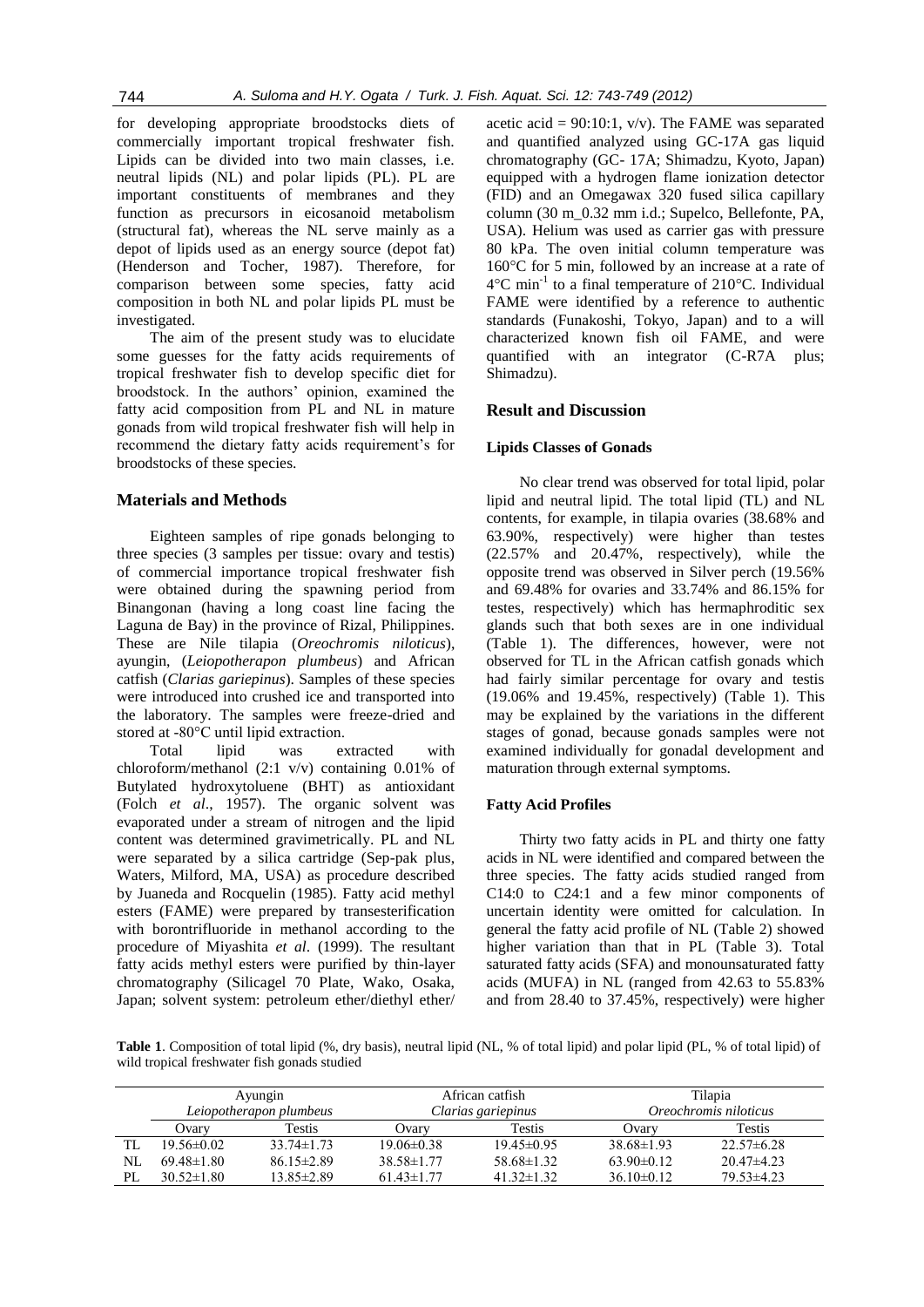for developing appropriate broodstocks diets of commercially important tropical freshwater fish. Lipids can be divided into two main classes, i.e. neutral lipids (NL) and polar lipids (PL). PL are important constituents of membranes and they function as precursors in eicosanoid metabolism (structural fat), whereas the NL serve mainly as a depot of lipids used as an energy source (depot fat) (Henderson and Tocher, 1987). Therefore, for comparison between some species, fatty acid composition in both NL and polar lipids PL must be investigated.

The aim of the present study was to elucidate some guesses for the fatty acids requirements of tropical freshwater fish to develop specific diet for broodstock. In the authors' opinion, examined the fatty acid composition from PL and NL in mature gonads from wild tropical freshwater fish will help in recommend the dietary fatty acids requirement's for broodstocks of these species.

## Materials and Methods

Eighteen samples of ripe gonads belonging to three species (3 samples per tissue: ovary and testis) of commercial importance tropical freshwater fish were obtained during the spawning period from Binangonan (having a long coast line facing the Laguna de Bay) in the province of Rizal, Philippines. These are Nile tilapia (*Oreochromis niloticus*), ayungin, (*Leiopotherapon plumbeus*) and African catfish (*Clarias gariepinus*). Samples of these species were introduced into crushed ice and transported into the laboratory. The samples were freeze-dried and stored at -80°C until lipid extraction.

Total lipid was extracted with chloroform/methanol (2:1 v/v) containing 0.01% of Butylated hydroxytoluene (BHT) as antioxidant (Folch *et al*., 1957). The organic solvent was evaporated under a stream of nitrogen and the lipid content was determined gravimetrically. PL and NL were separated by a silica cartridge (Sep-pak plus, Waters, Milford, MA, USA) as procedure described by Juaneda and Rocquelin (1985). Fatty acid methyl esters (FAME) were prepared by transesterification with borontrifluoride in methanol according to the procedure of Miyashita *et al*. (1999). The resultant fatty acids methyl esters were purified by thin-layer chromatography (Silicagel 70 Plate, Wako, Osaka, Japan; solvent system: petroleum ether/diethyl ether/acetic acid = 90:10:1, v/v). The FAME was separated and quantified analyzed using GC-17A gas liquid chromatography (GC- 17A; Shimadzu, Kyoto, Japan) equipped with a hydrogen flame ionization detector (FID) and an Omegawax 320 fused silica capillary column (30 m_0.32 mm i.d.; Supelco, Bellefonte, PA, USA). Helium was used as carrier gas with pressure 80 kPa. The oven initial column temperature was 160°C for 5 min, followed by an increase at a rate of 4°C min$^{-1}$ to a final temperature of 210°C. Individual FAME were identified by a reference to authentic standards (Funakoshi, Tokyo, Japan) and to a will characterized known fish oil FAME, and were quantified with an integrator (C-R7A plus; Shimadzu).

## Result and Discussion

### Lipids Classes of Gonads

No clear trend was observed for total lipid, polar lipid and neutral lipid. The total lipid (TL) and NL contents, for example, in tilapia ovaries (38.68% and 63.90%, respectively) were higher than testes (22.57% and 20.47%, respectively), while the opposite trend was observed in Silver perch (19.56% and 69.48% for ovaries and 33.74% and 86.15% for testes, respectively) which has hermaphroditic sex glands such that both sexes are in one individual (Table 1). The differences, however, were not observed for TL in the African catfish gonads which had fairly similar percentage for ovary and testis (19.06% and 19.45%, respectively) (Table 1). This may be explained by the variations in the different stages of gonad, because gonads samples were not examined individually for gonadal development and maturation through external symptoms.

### Fatty Acid Profiles

Thirty two fatty acids in PL and thirty one fatty acids in NL were identified and compared between the three species. The fatty acids studied ranged from C14:0 to C24:1 and a few minor components of uncertain identity were omitted for calculation. In general the fatty acid profile of NL (Table 2) showed higher variation than that in PL (Table 3). Total saturated fatty acids (SFA) and monounsaturated fatty acids (MUFA) in NL (ranged from 42.63 to 55.83% and from 28.40 to 37.45%, respectively) were higher

**Table 1**. Composition of total lipid (%, dry basis), neutral lipid (NL, % of total lipid) and polar lipid (PL, % of total lipid) of wild tropical freshwater fish gonads studied

| | Ayungin *Leiopotherapon plumbeus* | | African catfish *Clarias gariepinus* | | Tilapia *Oreochromis niloticus* | |
|---|---|---|---|---|---|---|
| | Ovary | Testis | Ovary | Testis | Ovary | Testis |
| TL | 19.56±0.02 | 33.74±1.73 | 19.06±0.38 | 19.45±0.95 | 38.68±1.93 | 22.57±6.28 |
| NL | 69.48±1.80 | 86.15±2.89 | 38.58±1.77 | 58.68±1.32 | 63.90±0.12 | 20.47±4.23 |
| PL | 30.52±1.80 | 13.85±2.89 | 61.43±1.77 | 41.32±1.32 | 36.10±0.12 | 79.53±4.23 |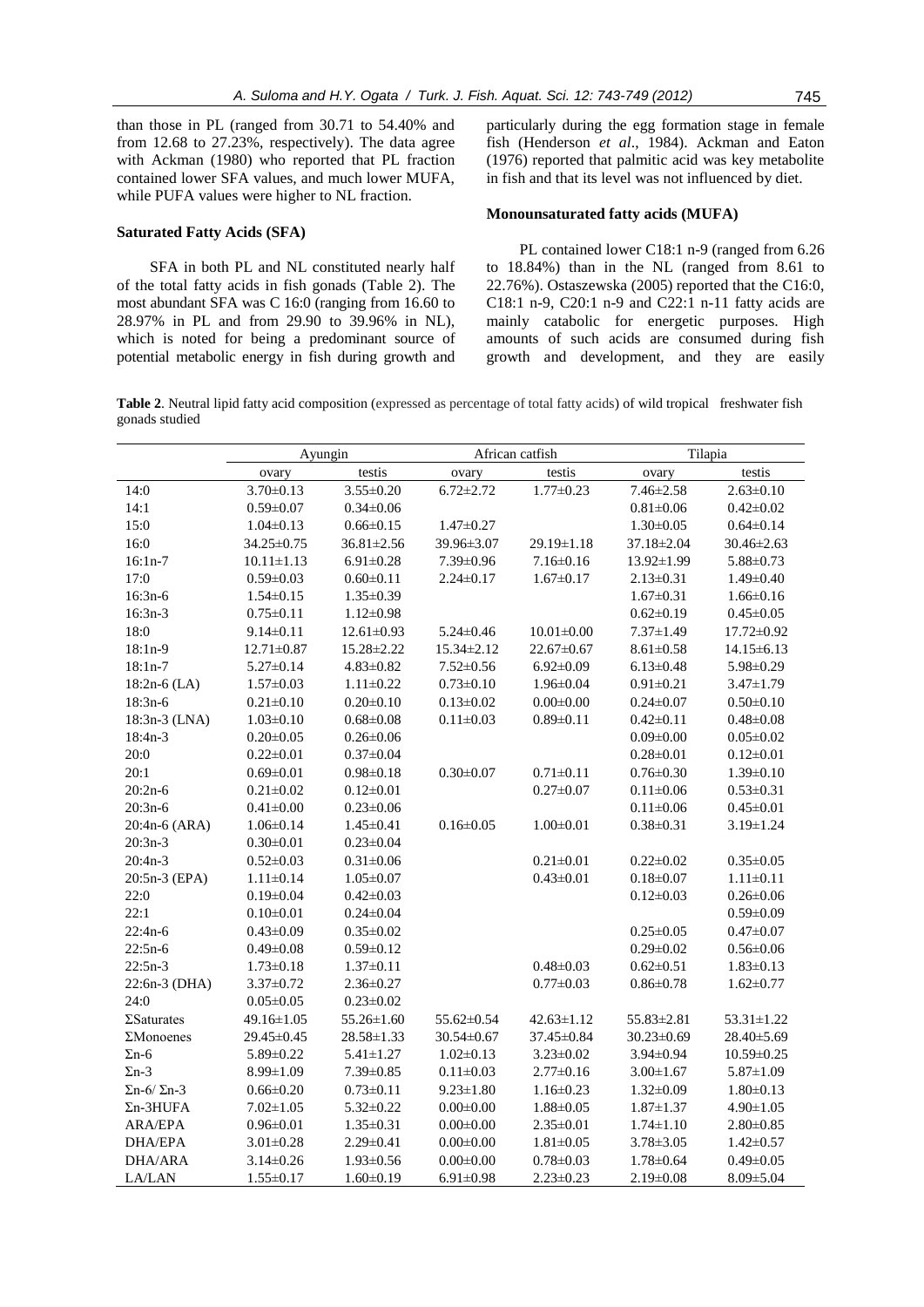than those in PL (ranged from 30.71 to 54.40% and from 12.68 to 27.23%, respectively). The data agree with Ackman (1980) who reported that PL fraction contained lower SFA values, and much lower MUFA, while PUFA values were higher to NL fraction.

### Saturated Fatty Acids (SFA)

SFA in both PL and NL constituted nearly half of the total fatty acids in fish gonads (Table 2). The most abundant SFA was C 16:0 (ranging from 16.60 to 28.97% in PL and from 29.90 to 39.96% in NL), which is noted for being a predominant source of potential metabolic energy in fish during growth and particularly during the egg formation stage in female fish (Henderson *et al*., 1984). Ackman and Eaton (1976) reported that palmitic acid was key metabolite in fish and that its level was not influenced by diet.

### Monounsaturated fatty acids (MUFA)

PL contained lower C18:1 n-9 (ranged from 6.26 to 18.84%) than in the NL (ranged from 8.61 to 22.76%). Ostaszewska (2005) reported that the C16:0, C18:1 n-9, C20:1 n-9 and C22:1 n-11 fatty acids are mainly catabolic for energetic purposes. High amounts of such acids are consumed during fish growth and development, and they are easily

**Table 2**. Neutral lipid fatty acid composition (expressed as percentage of total fatty acids) of wild tropical freshwater fish gonads studied

| | Ayungin | | African catfish | | Tilapia | |
|---|---|---|---|---|---|---|
| | ovary | testis | ovary | testis | ovary | testis |
| 14:0 | 3.70±0.13 | 3.55±0.20 | 6.72±2.72 | 1.77±0.23 | 7.46±2.58 | 2.63±0.10 |
| 14:1 | 0.59±0.07 | 0.34±0.06 | | | 0.81±0.06 | 0.42±0.02 |
| 15:0 | 1.04±0.13 | 0.66±0.15 | 1.47±0.27 | | 1.30±0.05 | 0.64±0.14 |
| 16:0 | 34.25±0.75 | 36.81±2.56 | 39.96±3.07 | 29.19±1.18 | 37.18±2.04 | 30.46±2.63 |
| 16:1n-7 | 10.11±1.13 | 6.91±0.28 | 7.39±0.96 | 7.16±0.16 | 13.92±1.99 | 5.88±0.73 |
| 17:0 | 0.59±0.03 | 0.60±0.11 | 2.24±0.17 | 1.67±0.17 | 2.13±0.31 | 1.49±0.40 |
| 16:3n-6 | 1.54±0.15 | 1.35±0.39 | | | 1.67±0.31 | 1.66±0.16 |
| 16:3n-3 | 0.75±0.11 | 1.12±0.98 | | | 0.62±0.19 | 0.45±0.05 |
| 18:0 | 9.14±0.11 | 12.61±0.93 | 5.24±0.46 | 10.01±0.00 | 7.37±1.49 | 17.72±0.92 |
| 18:1n-9 | 12.71±0.87 | 15.28±2.22 | 15.34±2.12 | 22.67±0.67 | 8.61±0.58 | 14.15±6.13 |
| 18:1n-7 | 5.27±0.14 | 4.83±0.82 | 7.52±0.56 | 6.92±0.09 | 6.13±0.48 | 5.98±0.29 |
| 18:2n-6 (LA) | 1.57±0.03 | 1.11±0.22 | 0.73±0.10 | 1.96±0.04 | 0.91±0.21 | 3.47±1.79 |
| 18:3n-6 | 0.21±0.10 | 0.20±0.10 | 0.13±0.02 | 0.00±0.00 | 0.24±0.07 | 0.50±0.10 |
| 18:3n-3 (LNA) | 1.03±0.10 | 0.68±0.08 | 0.11±0.03 | 0.89±0.11 | 0.42±0.11 | 0.48±0.08 |
| 18:4n-3 | 0.20±0.05 | 0.26±0.06 | | | 0.09±0.00 | 0.05±0.02 |
| 20:0 | 0.22±0.01 | 0.37±0.04 | | | 0.28±0.01 | 0.12±0.01 |
| 20:1 | 0.69±0.01 | 0.98±0.18 | 0.30±0.07 | 0.71±0.11 | 0.76±0.30 | 1.39±0.10 |
| 20:2n-6 | 0.21±0.02 | 0.12±0.01 | | 0.27±0.07 | 0.11±0.06 | 0.53±0.31 |
| 20:3n-6 | 0.41±0.00 | 0.23±0.06 | | | 0.11±0.06 | 0.45±0.01 |
| 20:4n-6 (ARA) | 1.06±0.14 | 1.45±0.41 | 0.16±0.05 | 1.00±0.01 | 0.38±0.31 | 3.19±1.24 |
| 20:3n-3 | 0.30±0.01 | 0.23±0.04 | | | | |
| 20:4n-3 | 0.52±0.03 | 0.31±0.06 | | 0.21±0.01 | 0.22±0.02 | 0.35±0.05 |
| 20:5n-3 (EPA) | 1.11±0.14 | 1.05±0.07 | | 0.43±0.01 | 0.18±0.07 | 1.11±0.11 |
| 22:0 | 0.19±0.04 | 0.42±0.03 | | | 0.12±0.03 | 0.26±0.06 |
| 22:1 | 0.10±0.01 | 0.24±0.04 | | | | 0.59±0.09 |
| 22:4n-6 | 0.43±0.09 | 0.35±0.02 | | | 0.25±0.05 | 0.47±0.07 |
| 22:5n-6 | 0.49±0.08 | 0.59±0.12 | | | 0.29±0.02 | 0.56±0.06 |
| 22:5n-3 | 1.73±0.18 | 1.37±0.11 | | 0.48±0.03 | 0.62±0.51 | 1.83±0.13 |
| 22:6n-3 (DHA) | 3.37±0.72 | 2.36±0.27 | | 0.77±0.03 | 0.86±0.78 | 1.62±0.77 |
| 24:0 | 0.05±0.05 | 0.23±0.02 | | | | |
| ΣSaturates | 49.16±1.05 | 55.26±1.60 | 55.62±0.54 | 42.63±1.12 | 55.83±2.81 | 53.31±1.22 |
| ΣMonoenes | 29.45±0.45 | 28.58±1.33 | 30.54±0.67 | 37.45±0.84 | 30.23±0.69 | 28.40±5.69 |
| Σn-6 | 5.89±0.22 | 5.41±1.27 | 1.02±0.13 | 3.23±0.02 | 3.94±0.94 | 10.59±0.25 |
| Σn-3 | 8.99±1.09 | 7.39±0.85 | 0.11±0.03 | 2.77±0.16 | 3.00±1.67 | 5.87±1.09 |
| Σn-6/ Σn-3 | 0.66±0.20 | 0.73±0.11 | 9.23±1.80 | 1.16±0.23 | 1.32±0.09 | 1.80±0.13 |
| Σn-3HUFA | 7.02±1.05 | 5.32±0.22 | 0.00±0.00 | 1.88±0.05 | 1.87±1.37 | 4.90±1.05 |
| ARA/EPA | 0.96±0.01 | 1.35±0.31 | 0.00±0.00 | 2.35±0.01 | 1.74±1.10 | 2.80±0.85 |
| DHA/EPA | 3.01±0.28 | 2.29±0.41 | 0.00±0.00 | 1.81±0.05 | 3.78±3.05 | 1.42±0.57 |
| DHA/ARA | 3.14±0.26 | 1.93±0.56 | 0.00±0.00 | 0.78±0.03 | 1.78±0.64 | 0.49±0.05 |
| LA/LAN | 1.55±0.17 | 1.60±0.19 | 6.91±0.98 | 2.23±0.23 | 2.19±0.08 | 8.09±5.04 |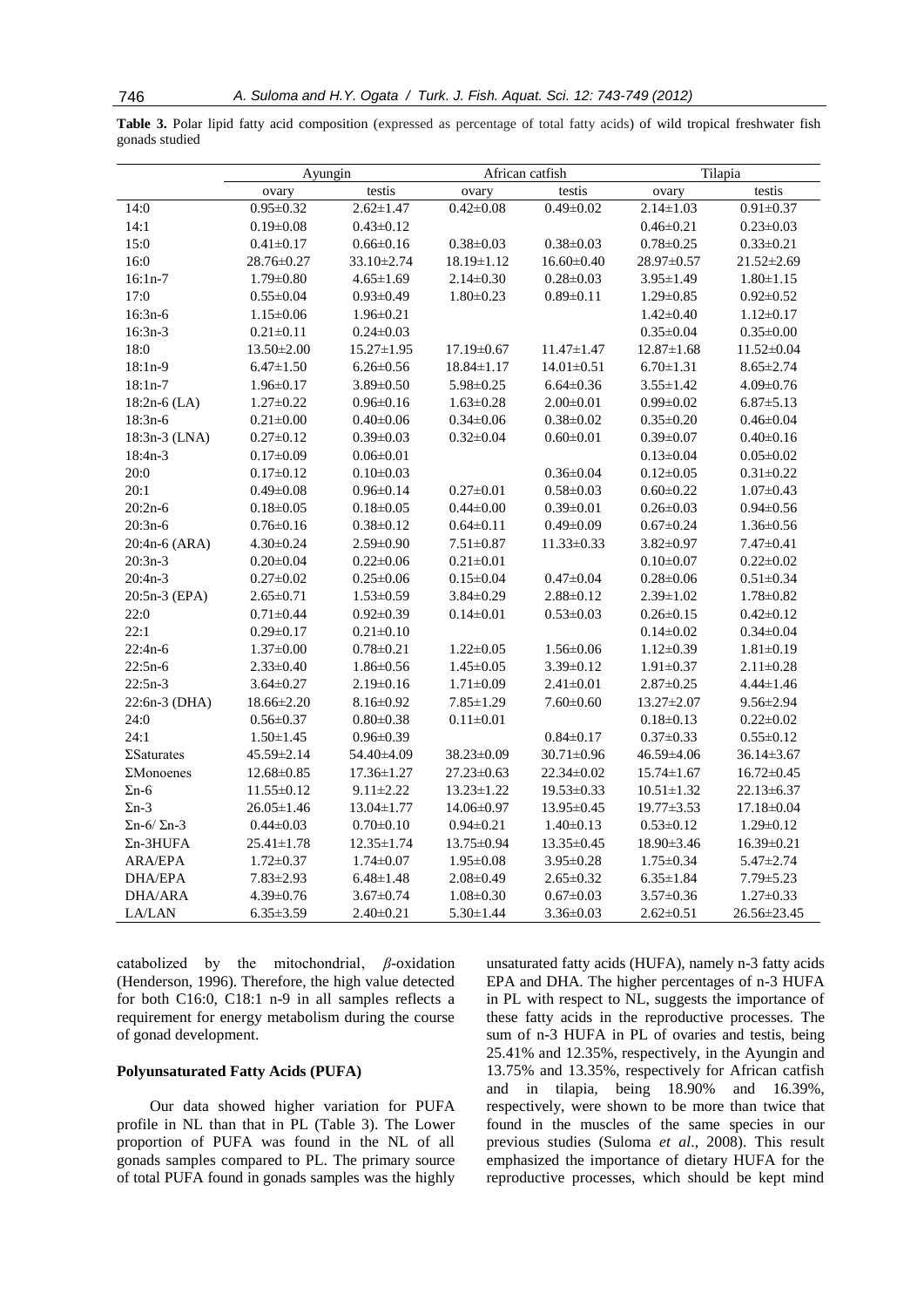**Table 3.** Polar lipid fatty acid composition (expressed as percentage of total fatty acids) of wild tropical freshwater fish gonads studied

| | Ayungin | | African catfish | | Tilapia | |
|---|---|---|---|---|---|---|
| | ovary | testis | ovary | testis | ovary | testis |
| 14:0 | 0.95±0.32 | 2.62±1.47 | 0.42±0.08 | 0.49±0.02 | 2.14±1.03 | 0.91±0.37 |
| 14:1 | 0.19±0.08 | 0.43±0.12 | | | 0.46±0.21 | 0.23±0.03 |
| 15:0 | 0.41±0.17 | 0.66±0.16 | 0.38±0.03 | 0.38±0.03 | 0.78±0.25 | 0.33±0.21 |
| 16:0 | 28.76±0.27 | 33.10±2.74 | 18.19±1.12 | 16.60±0.40 | 28.97±0.57 | 21.52±2.69 |
| 16:1n-7 | 1.79±0.80 | 4.65±1.69 | 2.14±0.30 | 0.28±0.03 | 3.95±1.49 | 1.80±1.15 |
| 17:0 | 0.55±0.04 | 0.93±0.49 | 1.80±0.23 | 0.89±0.11 | 1.29±0.85 | 0.92±0.52 |
| 16:3n-6 | 1.15±0.06 | 1.96±0.21 | | | 1.42±0.40 | 1.12±0.17 |
| 16:3n-3 | 0.21±0.11 | 0.24±0.03 | | | 0.35±0.04 | 0.35±0.00 |
| 18:0 | 13.50±2.00 | 15.27±1.95 | 17.19±0.67 | 11.47±1.47 | 12.87±1.68 | 11.52±0.04 |
| 18:1n-9 | 6.47±1.50 | 6.26±0.56 | 18.84±1.17 | 14.01±0.51 | 6.70±1.31 | 8.65±2.74 |
| 18:1n-7 | 1.96±0.17 | 3.89±0.50 | 5.98±0.25 | 6.64±0.36 | 3.55±1.42 | 4.09±0.76 |
| 18:2n-6 (LA) | 1.27±0.22 | 0.96±0.16 | 1.63±0.28 | 2.00±0.01 | 0.99±0.02 | 6.87±5.13 |
| 18:3n-6 | 0.21±0.00 | 0.40±0.06 | 0.34±0.06 | 0.38±0.02 | 0.35±0.20 | 0.46±0.04 |
| 18:3n-3 (LNA) | 0.27±0.12 | 0.39±0.03 | 0.32±0.04 | 0.60±0.01 | 0.39±0.07 | 0.40±0.16 |
| 18:4n-3 | 0.17±0.09 | 0.06±0.01 | | | 0.13±0.04 | 0.05±0.02 |
| 20:0 | 0.17±0.12 | 0.10±0.03 | | 0.36±0.04 | 0.12±0.05 | 0.31±0.22 |
| 20:1 | 0.49±0.08 | 0.96±0.14 | 0.27±0.01 | 0.58±0.03 | 0.60±0.22 | 1.07±0.43 |
| 20:2n-6 | 0.18±0.05 | 0.18±0.05 | 0.44±0.00 | 0.39±0.01 | 0.26±0.03 | 0.94±0.56 |
| 20:3n-6 | 0.76±0.16 | 0.38±0.12 | 0.64±0.11 | 0.49±0.09 | 0.67±0.24 | 1.36±0.56 |
| 20:4n-6 (ARA) | 4.30±0.24 | 2.59±0.90 | 7.51±0.87 | 11.33±0.33 | 3.82±0.97 | 7.47±0.41 |
| 20:3n-3 | 0.20±0.04 | 0.22±0.06 | 0.21±0.01 | | 0.10±0.07 | 0.22±0.02 |
| 20:4n-3 | 0.27±0.02 | 0.25±0.06 | 0.15±0.04 | 0.47±0.04 | 0.28±0.06 | 0.51±0.34 |
| 20:5n-3 (EPA) | 2.65±0.71 | 1.53±0.59 | 3.84±0.29 | 2.88±0.12 | 2.39±1.02 | 1.78±0.82 |
| 22:0 | 0.71±0.44 | 0.92±0.39 | 0.14±0.01 | 0.53±0.03 | 0.26±0.15 | 0.42±0.12 |
| 22:1 | 0.29±0.17 | 0.21±0.10 | | | 0.14±0.02 | 0.34±0.04 |
| 22:4n-6 | 1.37±0.00 | 0.78±0.21 | 1.22±0.05 | 1.56±0.06 | 1.12±0.39 | 1.81±0.19 |
| 22:5n-6 | 2.33±0.40 | 1.86±0.56 | 1.45±0.05 | 3.39±0.12 | 1.91±0.37 | 2.11±0.28 |
| 22:5n-3 | 3.64±0.27 | 2.19±0.16 | 1.71±0.09 | 2.41±0.01 | 2.87±0.25 | 4.44±1.46 |
| 22:6n-3 (DHA) | 18.66±2.20 | 8.16±0.92 | 7.85±1.29 | 7.60±0.60 | 13.27±2.07 | 9.56±2.94 |
| 24:0 | 0.56±0.37 | 0.80±0.38 | 0.11±0.01 | | 0.18±0.13 | 0.22±0.02 |
| 24:1 | 1.50±1.45 | 0.96±0.39 | | 0.84±0.17 | 0.37±0.33 | 0.55±0.12 |
| ΣSaturates | 45.59±2.14 | 54.40±4.09 | 38.23±0.09 | 30.71±0.96 | 46.59±4.06 | 36.14±3.67 |
| ΣMonoenes | 12.68±0.85 | 17.36±1.27 | 27.23±0.63 | 22.34±0.02 | 15.74±1.67 | 16.72±0.45 |
| Σn-6 | 11.55±0.12 | 9.11±2.22 | 13.23±1.22 | 19.53±0.33 | 10.51±1.32 | 22.13±6.37 |
| Σn-3 | 26.05±1.46 | 13.04±1.77 | 14.06±0.97 | 13.95±0.45 | 19.77±3.53 | 17.18±0.04 |
| Σn-6/ Σn-3 | 0.44±0.03 | 0.70±0.10 | 0.94±0.21 | 1.40±0.13 | 0.53±0.12 | 1.29±0.12 |
| Σn-3HUFA | 25.41±1.78 | 12.35±1.74 | 13.75±0.94 | 13.35±0.45 | 18.90±3.46 | 16.39±0.21 |
| ARA/EPA | 1.72±0.37 | 1.74±0.07 | 1.95±0.08 | 3.95±0.28 | 1.75±0.34 | 5.47±2.74 |
| DHA/EPA | 7.83±2.93 | 6.48±1.48 | 2.08±0.49 | 2.65±0.32 | 6.35±1.84 | 7.79±5.23 |
| DHA/ARA | 4.39±0.76 | 3.67±0.74 | 1.08±0.30 | 0.67±0.03 | 3.57±0.36 | 1.27±0.33 |
| LA/LAN | 6.35±3.59 | 2.40±0.21 | 5.30±1.44 | 3.36±0.03 | 2.62±0.51 | 26.56±23.45 |

catabolized by the mitochondrial, *β*-oxidation (Henderson, 1996). Therefore, the high value detected for both C16:0, C18:1 n-9 in all samples reflects a requirement for energy metabolism during the course of gonad development.

### Polyunsaturated Fatty Acids (PUFA)

Our data showed higher variation for PUFA profile in NL than that in PL (Table 3). The Lower proportion of PUFA was found in the NL of all gonads samples compared to PL. The primary source of total PUFA found in gonads samples was the highly unsaturated fatty acids (HUFA), namely n-3 fatty acids EPA and DHA. The higher percentages of n-3 HUFA in PL with respect to NL, suggests the importance of these fatty acids in the reproductive processes. The sum of n-3 HUFA in PL of ovaries and testis, being 25.41% and 12.35%, respectively, in the Ayungin and 13.75% and 13.35%, respectively for African catfish and in tilapia, being 18.90% and 16.39%, respectively, were shown to be more than twice that found in the muscles of the same species in our previous studies (Suloma *et al*., 2008). This result emphasized the importance of dietary HUFA for the reproductive processes, which should be kept mind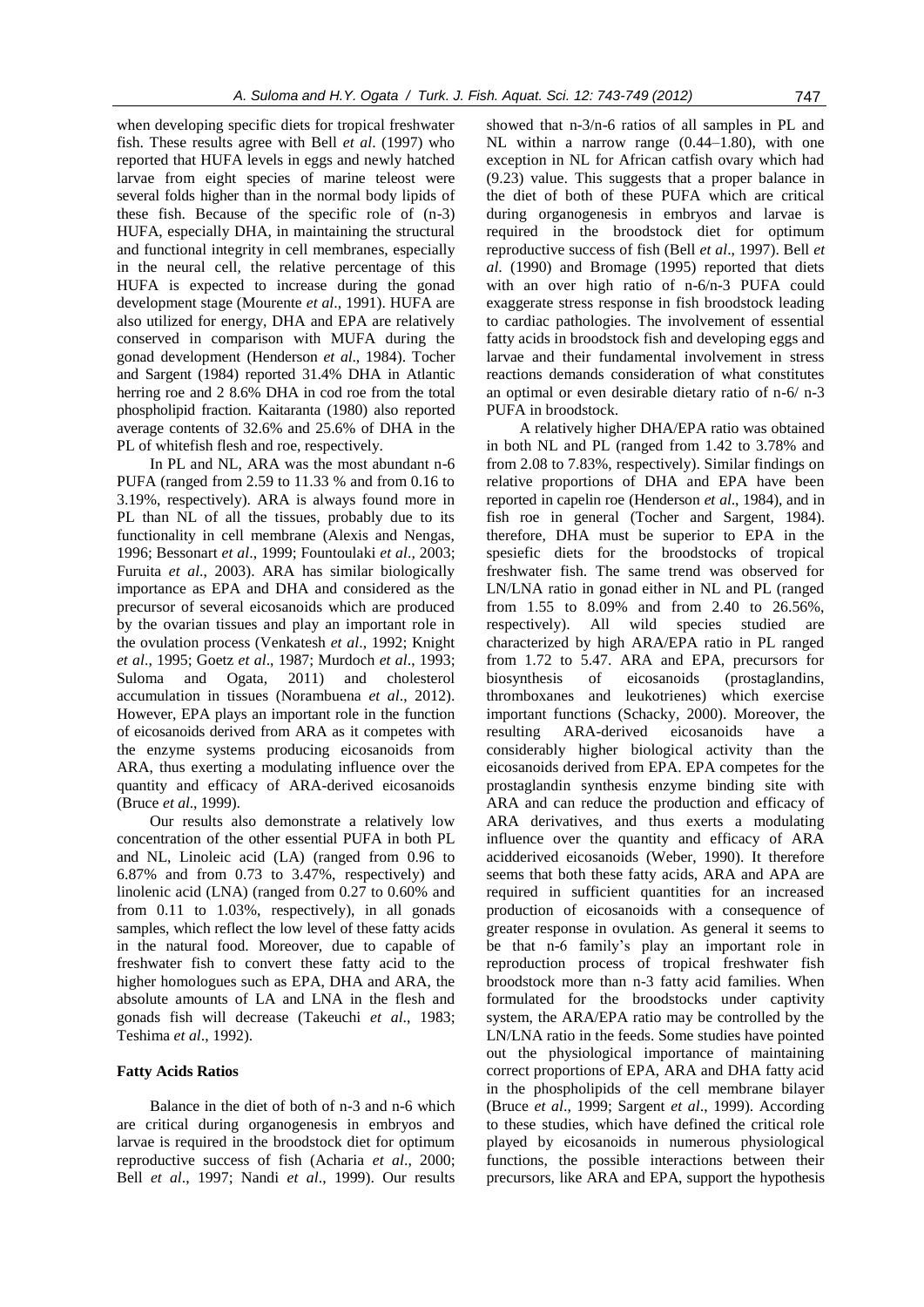when developing specific diets for tropical freshwater fish. These results agree with Bell *et al*. (1997) who reported that HUFA levels in eggs and newly hatched larvae from eight species of marine teleost were several folds higher than in the normal body lipids of these fish. Because of the specific role of (n-3) HUFA, especially DHA, in maintaining the structural and functional integrity in cell membranes, especially in the neural cell, the relative percentage of this HUFA is expected to increase during the gonad development stage (Mourente *et al*., 1991). HUFA are also utilized for energy, DHA and EPA are relatively conserved in comparison with MUFA during the gonad development (Henderson *et al*., 1984). Tocher and Sargent (1984) reported 31.4% DHA in Atlantic herring roe and 2 8.6% DHA in cod roe from the total phospholipid fraction. Kaitaranta (1980) also reported average contents of 32.6% and 25.6% of DHA in the PL of whitefish flesh and roe, respectively.

In PL and NL, ARA was the most abundant n-6 PUFA (ranged from 2.59 to 11.33 % and from 0.16 to 3.19%, respectively). ARA is always found more in PL than NL of all the tissues, probably due to its functionality in cell membrane (Alexis and Nengas, 1996; Bessonart *et al*., 1999; Fountoulaki *et al*., 2003; Furuita *et al*., 2003). ARA has similar biologically importance as EPA and DHA and considered as the precursor of several eicosanoids which are produced by the ovarian tissues and play an important role in the ovulation process (Venkatesh *et al*., 1992; Knight *et al*., 1995; Goetz *et al*., 1987; Murdoch *et al*., 1993; Suloma and Ogata, 2011) and cholesterol accumulation in tissues (Norambuena *et al*., 2012). However, EPA plays an important role in the function of eicosanoids derived from ARA as it competes with the enzyme systems producing eicosanoids from ARA, thus exerting a modulating influence over the quantity and efficacy of ARA-derived eicosanoids (Bruce *et al*., 1999).

Our results also demonstrate a relatively low concentration of the other essential PUFA in both PL and NL, Linoleic acid (LA) (ranged from 0.96 to 6.87% and from 0.73 to 3.47%, respectively) and linolenic acid (LNA) (ranged from 0.27 to 0.60% and from 0.11 to 1.03%, respectively), in all gonads samples, which reflect the low level of these fatty acids in the natural food. Moreover, due to capable of freshwater fish to convert these fatty acid to the higher homologues such as EPA, DHA and ARA, the absolute amounts of LA and LNA in the flesh and gonads fish will decrease (Takeuchi *et al*., 1983; Teshima *et al*., 1992).

### Fatty Acids Ratios

Balance in the diet of both of n-3 and n-6 which are critical during organogenesis in embryos and larvae is required in the broodstock diet for optimum reproductive success of fish (Acharia *et al*., 2000; Bell *et al*., 1997; Nandi *et al*., 1999). Our results showed that n-3/n-6 ratios of all samples in PL and NL within a narrow range (0.44–1.80), with one exception in NL for African catfish ovary which had (9.23) value. This suggests that a proper balance in the diet of both of these PUFA which are critical during organogenesis in embryos and larvae is required in the broodstock diet for optimum reproductive success of fish (Bell *et al*., 1997). Bell *et al*. (1990) and Bromage (1995) reported that diets with an over high ratio of n-6/n-3 PUFA could exaggerate stress response in fish broodstock leading to cardiac pathologies. The involvement of essential fatty acids in broodstock fish and developing eggs and larvae and their fundamental involvement in stress reactions demands consideration of what constitutes an optimal or even desirable dietary ratio of n-6/ n-3 PUFA in broodstock.

A relatively higher DHA/EPA ratio was obtained in both NL and PL (ranged from 1.42 to 3.78% and from 2.08 to 7.83%, respectively). Similar findings on relative proportions of DHA and EPA have been reported in capelin roe (Henderson *et al*., 1984), and in fish roe in general (Tocher and Sargent, 1984). therefore, DHA must be superior to EPA in the spesiefic diets for the broodstocks of tropical freshwater fish. The same trend was observed for LN/LNA ratio in gonad either in NL and PL (ranged from 1.55 to 8.09% and from 2.40 to 26.56%, respectively). All wild species studied are characterized by high ARA/EPA ratio in PL ranged from 1.72 to 5.47. ARA and EPA, precursors for biosynthesis of eicosanoids (prostaglandins, thromboxanes and leukotrienes) which exercise important functions (Schacky, 2000). Moreover, the resulting ARA-derived eicosanoids have a considerably higher biological activity than the eicosanoids derived from EPA. EPA competes for the prostaglandin synthesis enzyme binding site with ARA and can reduce the production and efficacy of ARA derivatives, and thus exerts a modulating influence over the quantity and efficacy of ARA acidderived eicosanoids (Weber, 1990). It therefore seems that both these fatty acids, ARA and APA are required in sufficient quantities for an increased production of eicosanoids with a consequence of greater response in ovulation. As general it seems to be that n-6 family's play an important role in reproduction process of tropical freshwater fish broodstock more than n-3 fatty acid families. When formulated for the broodstocks under captivity system, the ARA/EPA ratio may be controlled by the LN/LNA ratio in the feeds. Some studies have pointed out the physiological importance of maintaining correct proportions of EPA, ARA and DHA fatty acid in the phospholipids of the cell membrane bilayer (Bruce *et al*., 1999; Sargent *et al*., 1999). According to these studies, which have defined the critical role played by eicosanoids in numerous physiological functions, the possible interactions between their precursors, like ARA and EPA, support the hypothesis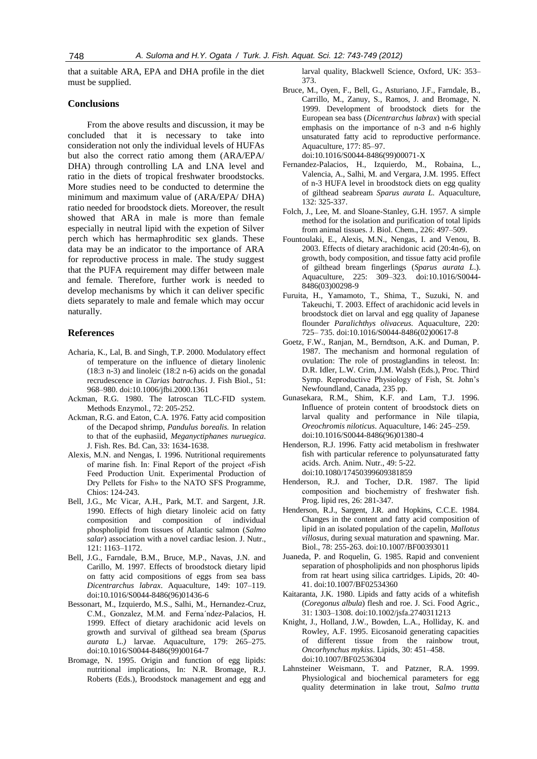that a suitable ARA, EPA and DHA profile in the diet must be supplied.

## Conclusions

From the above results and discussion, it may be concluded that it is necessary to take into consideration not only the individual levels of HUFAs but also the correct ratio among them (ARA/EPA/ DHA) through controlling LA and LNA level and ratio in the diets of tropical freshwater broodstocks. More studies need to be conducted to determine the minimum and maximum value of (ARA/EPA/ DHA) ratio needed for broodstock diets. Moreover, the result showed that ARA in male is more than female especially in neutral lipid with the expetion of Silver perch which has hermaphroditic sex glands. These data may be an indicator to the importance of ARA for reproductive process in male. The study suggest that the PUFA requirement may differ between male and female. Therefore, further work is needed to develop mechanisms by which it can deliver specific diets separately to male and female which may occur naturally.

## References

Acharia, K., Lal, B. and Singh, T.P. 2000. Modulatory effect of temperature on the influence of dietary linolenic (18:3 n-3) and linoleic (18:2 n-6) acids on the gonadal recrudescence in *Clarias batrachus*. J. Fish Biol., 51: 968–980. doi:10.1006/jfbi.2000.1361

Ackman, R.G. 1980. The Iatroscan TLC-FID system. Methods Enzymol., 72: 205-252.

Ackman, R.G. and Eaton, C.A. 1976. Fatty acid composition of the Decapod shrimp, *Pandulus borealis.* In relation to that of the euphasiid, *Meganyctiphanes nuruegica*. J. Fish. Res. Bd. Can, 33: 1634-1638.

Alexis, M.N. and Nengas, I. 1996. Nutritional requirements of marine fish. In: Final Report of the project «Fish Feed Production Unit. Experimental Production of Dry Pellets for Fish» to the NATO SFS Programme, Chios: 124-243.

Bell, J.G., Mc Vicar, A.H., Park, M.T. and Sargent, J.R. 1990. Effects of high dietary linoleic acid on fatty composition and composition of individual phospholipid from tissues of Atlantic salmon (*Salmo salar*) association with a novel cardiac lesion. J. Nutr., 121: 1163–1172.

Bell, J.G., Farndale, B.M., Bruce, M.P., Navas, J.N. and Carillo, M. 1997. Effects of broodstock dietary lipid on fatty acid compositions of eggs from sea bass *Dicentrarchus labrax*. Aquaculture, 149: 107–119. doi:10.1016/S0044-8486(96)01436-6

Bessonart, M., Izquierdo, M.S., Salhi, M., Hernandez-Cruz, C.M., Gonzalez, M.M. and Ferna´ndez-Palacios, H. 1999. Effect of dietary arachidonic acid levels on growth and survival of gilthead sea bream (*Sparus aurata* L.) larvae. Aquaculture, 179: 265–275. doi:10.1016/S0044-8486(99)00164-7

Bromage, N. 1995. Origin and function of egg lipids: nutritional implications, In: N.R. Bromage, R.J. Roberts (Eds.), Broodstock management and egg and larval quality, Blackwell Science, Oxford, UK: 353–373.

Bruce, M., Oyen, F., Bell, G., Asturiano, J.F., Farndale, B., Carrillo, M., Zanuy, S., Ramos, J. and Bromage, N. 1999. Development of broodstock diets for the European sea bass (*Dicentrarchus labrax*) with special emphasis on the importance of n-3 and n-6 highly unsaturated fatty acid to reproductive performance. Aquaculture, 177: 85–97. doi:10.1016/S0044-8486(99)00071-X

Fernandez-Palacios, H., Izquierdo, M., Robaina, L., Valencia, A., Salhi, M. and Vergara, J.M. 1995. Effect of n-3 HUFA level in broodstock diets on egg quality of gilthead seabream *Sparus aurata L.* Aquaculture, 132: 325-337.

Folch, J., Lee, M. and Sloane-Stanley, G.H. 1957. A simple method for the isolation and purification of total lipids from animal tissues. J. Biol. Chem., 226: 497–509.

Fountoulaki, E., Alexis, M.N., Nengas, I. and Venou, B. 2003. Effects of dietary arachidonic acid (20:4n-6), on growth, body composition, and tissue fatty acid profile of gilthead bream fingerlings (*Sparus aurata L*.). Aquaculture, 225: 309–323. doi:10.1016/S0044-8486(03)00298-9

Furuita, H., Yamamoto, T., Shima, T., Suzuki, N. and Takeuchi, T. 2003. Effect of arachidonic acid levels in broodstock diet on larval and egg quality of Japanese flounder *Paralichthys olivaceus*. Aquaculture, 220: 725– 735. doi:10.1016/S0044-8486(02)00617-8

Goetz, F.W., Ranjan, M., Berndtson, A.K. and Duman, P. 1987. The mechanism and hormonal regulation of ovulation: The role of prostaglandins in teleost. In: D.R. Idler, L.W. Crim, J.M. Walsh (Eds.), Proc. Third Symp. Reproductive Physiology of Fish, St. John's Newfoundland, Canada, 235 pp.

Gunasekara, R.M., Shim, K.F. and Lam, T.J. 1996. Influence of protein content of broodstock diets on larval quality and performance in Nile tilapia, *Oreochromis niloticus*. Aquaculture, 146: 245–259. doi:10.1016/S0044-8486(96)01380-4

Henderson, R.J. 1996. Fatty acid metabolism in freshwater fish with particular reference to polyunsaturated fatty acids. Arch. Anim. Nutr., 49: 5-22. doi:10.1080/17450399609381859

Henderson, R.J. and Tocher, D.R. 1987. The lipid composition and biochemistry of freshwater fish. Prog. lipid res, 26: 281-347.

Henderson, R.J., Sargent, J.R. and Hopkins, C.C.E. 1984. Changes in the content and fatty acid composition of lipid in an isolated population of the capelin, *Mallotus villosus*, during sexual maturation and spawning. Mar. Biol., 78: 255-263. doi:10.1007/BF00393011

Juaneda, P. and Roquelin, G. 1985. Rapid and convenient separation of phospholipids and non phosphorus lipids from rat heart using silica cartridges. Lipids, 20: 40-41. doi:10.1007/BF02534360

Kaitaranta, J.K. 1980. Lipids and fatty acids of a whitefish (*Coregonus albula*) flesh and roe. J. Sci. Food Agric., 31: 1303–1308. doi:10.1002/jsfa.2740311213

Knight, J., Holland, J.W., Bowden, L.A., Holliday, K. and Rowley, A.F. 1995. Eicosanoid generating capacities of different tissue from the rainbow trout, *Oncorhynchus mykiss*. Lipids, 30: 451–458. doi:10.1007/BF02536304

Lahnsteiner Weismann, T. and Patzner, R.A. 1999. Physiological and biochemical parameters for egg quality determination in lake trout, *Salmo trutta*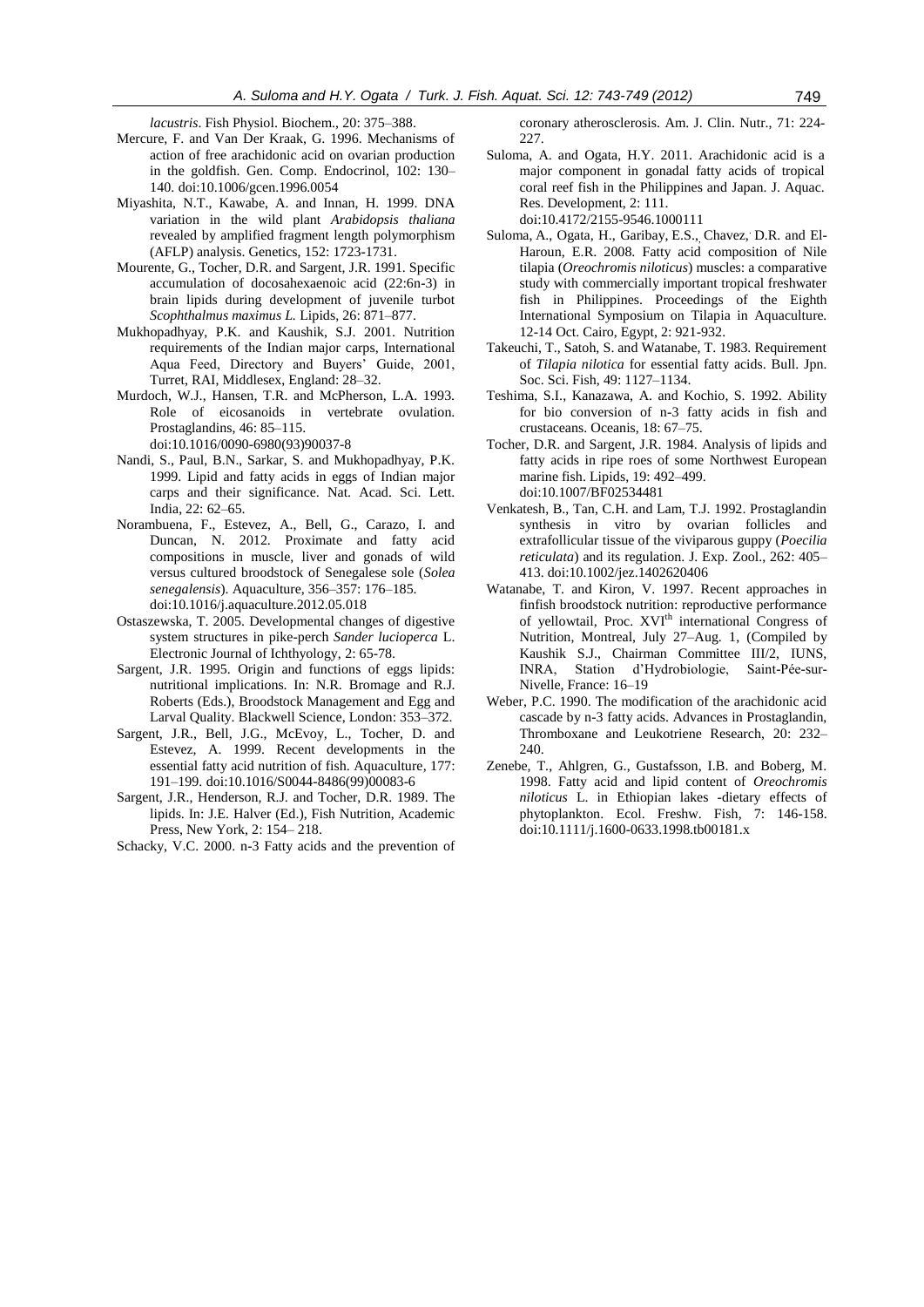*lacustris*. Fish Physiol. Biochem., 20: 375–388.

Mercure, F. and Van Der Kraak, G. 1996. Mechanisms of action of free arachidonic acid on ovarian production in the goldfish. Gen. Comp. Endocrinol, 102: 130–140. doi:10.1006/gcen.1996.0054

Miyashita, N.T., Kawabe, A. and Innan, H. 1999. DNA variation in the wild plant *Arabidopsis thaliana* revealed by amplified fragment length polymorphism (AFLP) analysis. Genetics, 152: 1723-1731.

Mourente, G., Tocher, D.R. and Sargent, J.R. 1991. Specific accumulation of docosahexaenoic acid (22:6n-3) in brain lipids during development of juvenile turbot *Scophthalmus maximus L.* Lipids, 26: 871–877.

Mukhopadhyay, P.K. and Kaushik, S.J. 2001. Nutrition requirements of the Indian major carps, International Aqua Feed, Directory and Buyers' Guide, 2001, Turret, RAI, Middlesex, England: 28–32.

Murdoch, W.J., Hansen, T.R. and McPherson, L.A. 1993. Role of eicosanoids in vertebrate ovulation. Prostaglandins, 46: 85–115. doi:10.1016/0090-6980(93)90037-8

Nandi, S., Paul, B.N., Sarkar, S. and Mukhopadhyay, P.K. 1999. Lipid and fatty acids in eggs of Indian major carps and their significance. Nat. Acad. Sci. Lett. India, 22: 62–65.

Norambuena, F., Estevez, A., Bell, G., Carazo, I. and Duncan, N. 2012. Proximate and fatty acid compositions in muscle, liver and gonads of wild versus cultured broodstock of Senegalese sole (*Solea senegalensis*). Aquaculture, 356–357: 176–185. doi:10.1016/j.aquaculture.2012.05.018

Ostaszewska, T. 2005. Developmental changes of digestive system structures in pike-perch *Sander lucioperca* L. Electronic Journal of Ichthyology, 2: 65-78.

Sargent, J.R. 1995. Origin and functions of eggs lipids: nutritional implications. In: N.R. Bromage and R.J. Roberts (Eds.), Broodstock Management and Egg and Larval Quality. Blackwell Science, London: 353–372.

Sargent, J.R., Bell, J.G., McEvoy, L., Tocher, D. and Estevez, A. 1999. Recent developments in the essential fatty acid nutrition of fish. Aquaculture, 177: 191–199. doi:10.1016/S0044-8486(99)00083-6

Sargent, J.R., Henderson, R.J. and Tocher, D.R. 1989. The lipids. In: J.E. Halver (Ed.), Fish Nutrition, Academic Press, New York, 2: 154– 218.

Schacky, V.C. 2000. n-3 Fatty acids and the prevention of coronary atherosclerosis. Am. J. Clin. Nutr., 71: 224-227.

Suloma, A. and Ogata, H.Y. 2011. Arachidonic acid is a major component in gonadal fatty acids of tropical coral reef fish in the Philippines and Japan. J. Aquac. Res. Development, 2: 111. doi:10.4172/2155-9546.1000111

Suloma, A., Ogata, H., Garibay, E.S., Chavez, D.R. and El-Haroun, E.R. 2008. Fatty acid composition of Nile tilapia (*Oreochromis niloticus*) muscles: a comparative study with commercially important tropical freshwater fish in Philippines. Proceedings of the Eighth International Symposium on Tilapia in Aquaculture. 12-14 Oct. Cairo, Egypt, 2: 921-932.

Takeuchi, T., Satoh, S. and Watanabe, T. 1983. Requirement of *Tilapia nilotica* for essential fatty acids. Bull. Jpn. Soc. Sci. Fish, 49: 1127–1134.

Teshima, S.I., Kanazawa, A. and Kochio, S. 1992. Ability for bio conversion of n-3 fatty acids in fish and crustaceans. Oceanis, 18: 67–75.

Tocher, D.R. and Sargent, J.R. 1984. Analysis of lipids and fatty acids in ripe roes of some Northwest European marine fish. Lipids, 19: 492–499. doi:10.1007/BF02534481

Venkatesh, B., Tan, C.H. and Lam, T.J. 1992. Prostaglandin synthesis in vitro by ovarian follicles and extrafollicular tissue of the viviparous guppy (*Poecilia reticulata*) and its regulation. J. Exp. Zool., 262: 405–413. doi:10.1002/jez.1402620406

Watanabe, T. and Kiron, V. 1997. Recent approaches in finfish broodstock nutrition: reproductive performance of yellowtail, Proc. XVI[th] international Congress of Nutrition, Montreal, July 27–Aug. 1, (Compiled by Kaushik S.J., Chairman Committee III/2, IUNS, INRA, Station d'Hydrobiologie, Saint-Pée-sur-Nivelle, France: 16–19

Weber, P.C. 1990. The modification of the arachidonic acid cascade by n-3 fatty acids. Advances in Prostaglandin, Thromboxane and Leukotriene Research, 20: 232–240.

Zenebe, T., Ahlgren, G., Gustafsson, I.B. and Boberg, M. 1998. Fatty acid and lipid content of *Oreochromis niloticus* L. in Ethiopian lakes -dietary effects of phytoplankton. Ecol. Freshw. Fish, 7: 146-158. doi:10.1111/j.1600-0633.1998.tb00181.x